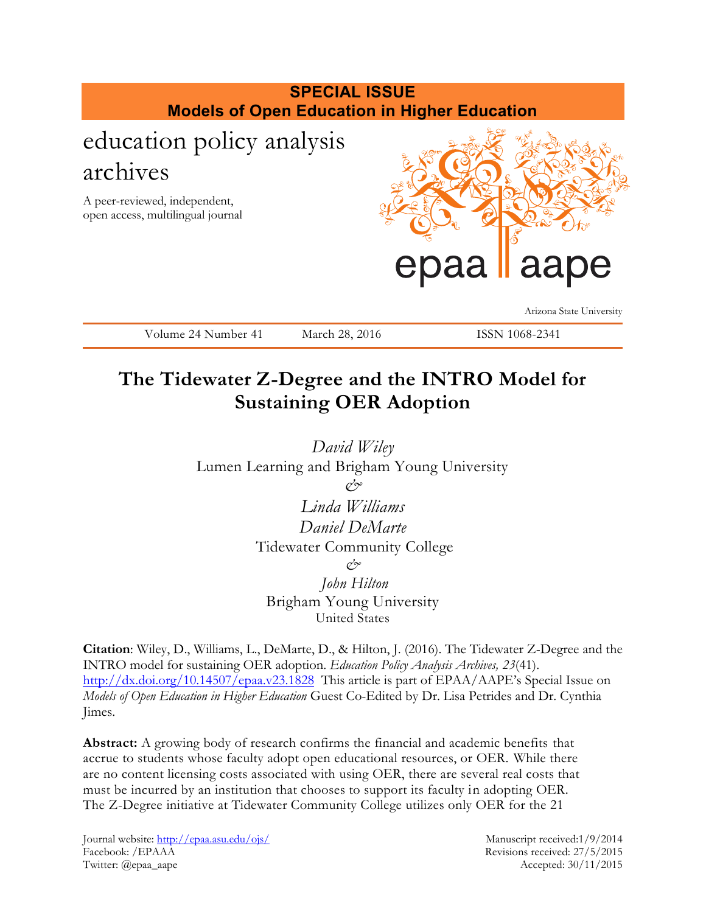**SPECIAL ISSUE**
**Models of Open Education in Higher Education**

education policy analysis archives

A peer-reviewed, independent, open access, multilingual journal

epaa aape

Arizona State University

Volume 24 Number 41 March 28, 2016 ISSN 1068-2341

# The Tidewater Z-Degree and the INTRO Model for Sustaining OER Adoption

*David Wiley*
Lumen Learning and Brigham Young University
&
*Linda Williams*
*Daniel DeMarte*
Tidewater Community College
&
*John Hilton*
Brigham Young University
United States

**Citation**: Wiley, D., Williams, L., DeMarte, D., & Hilton, J. (2016). The Tidewater Z-Degree and the INTRO model for sustaining OER adoption. *Education Policy Analysis Archives, 23*(41). http://dx.doi.org/10.14507/epaa.v23.1828 This article is part of EPAA/AAPE's Special Issue on *Models of Open Education in Higher Education* Guest Co-Edited by Dr. Lisa Petrides and Dr. Cynthia Jimes.

**Abstract:** A growing body of research confirms the financial and academic benefits that accrue to students whose faculty adopt open educational resources, or OER. While there are no content licensing costs associated with using OER, there are several real costs that must be incurred by an institution that chooses to support its faculty in adopting OER. The Z-Degree initiative at Tidewater Community College utilizes only OER for the 21

Journal website: http://epaa.asu.edu/ojs/
Facebook: /EPAAA
Twitter: @epaa_aape

Manuscript received:1/9/2014
Revisions received: 27/5/2015
Accepted: 30/11/2015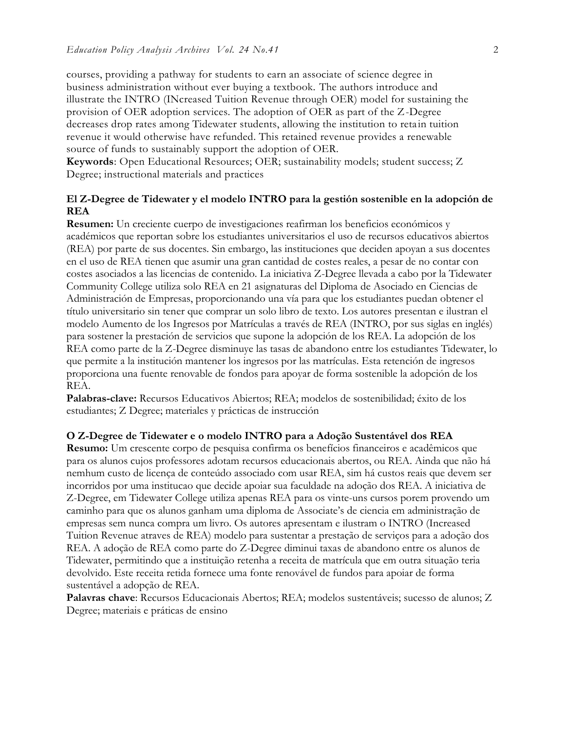courses, providing a pathway for students to earn an associate of science degree in business administration without ever buying a textbook. The authors introduce and illustrate the INTRO (INcreased Tuition Revenue through OER) model for sustaining the provision of OER adoption services. The adoption of OER as part of the Z-Degree decreases drop rates among Tidewater students, allowing the institution to retain tuition revenue it would otherwise have refunded. This retained revenue provides a renewable source of funds to sustainably support the adoption of OER.

**Keywords**: Open Educational Resources; OER; sustainability models; student success; Z Degree; instructional materials and practices

**El Z-Degree de Tidewater y el modelo INTRO para la gestión sostenible en la adopción de REA**

**Resumen:** Un creciente cuerpo de investigaciones reafirman los beneficios económicos y académicos que reportan sobre los estudiantes universitarios el uso de recursos educativos abiertos (REA) por parte de sus docentes. Sin embargo, las instituciones que deciden apoyar a sus docentes en el uso de REA tienen que asumir una gran cantidad de costes reales, a pesar de no contar con costes asociados a las licencias de contenido. La iniciativa Z-Degree llevada a cabo por la Tidewater Community College utiliza solo REA en 21 asignaturas del Diploma de Asociado en Ciencias de Administración de Empresas, proporcionando una vía para que los estudiantes puedan obtener el título universitario sin tener que comprar un solo libro de texto. Los autores presentan e ilustran el modelo Aumento de los Ingresos por Matrículas a través de REA (INTRO, por sus siglas en inglés) para sostener la prestación de servicios que supone la adopción de los REA. La adopción de los REA como parte de la Z-Degree disminuye las tasas de abandono entre los estudiantes Tidewater, lo que permite a la institución mantener los ingresos por las matrículas. Esta retención de ingresos proporciona una fuente renovable de fondos para apoyar de forma sostenible la adopción de los REA.

**Palabras-clave:** Recursos Educativos Abiertos; REA; modelos de sostenibilidad; éxito de los estudiantes; Z Degree; materiales y prácticas de instrucción

**O Z-Degree de Tidewater e o modelo INTRO para a Adoção Sustentável dos REA**

**Resumo:** Um crescente corpo de pesquisa confirma os benefícios financeiros e acadêmicos que para os alunos cujos professores adotam recursos educacionais abertos, ou REA. Ainda que não há nemhum custo de licença de conteúdo associado com usar REA, sim há custos reais que devem ser incorridos por uma institucao que decide apoiar sua faculdade na adoção dos REA. A iniciativa de Z-Degree, em Tidewater College utiliza apenas REA para os vinte-uns cursos porem provendo um caminho para que os alunos ganham uma diploma de Associate's de ciencia em administração de empresas sem nunca compra um livro. Os autores apresentam e ilustram o INTRO (Increased Tuition Revenue atraves de REA) modelo para sustentar a prestação de serviços para a adoção dos REA. A adoção de REA como parte do Z-Degree diminui taxas de abandono entre os alunos de Tidewater, permitindo que a instituição retenha a receita de matrícula que em outra situação teria devolvido. Este receita retida fornece uma fonte renovável de fundos para apoiar de forma sustentável a adopção de REA.

**Palavras chave**: Recursos Educacionais Abertos; REA; modelos sustentáveis; sucesso de alunos; Z Degree; materiais e práticas de ensino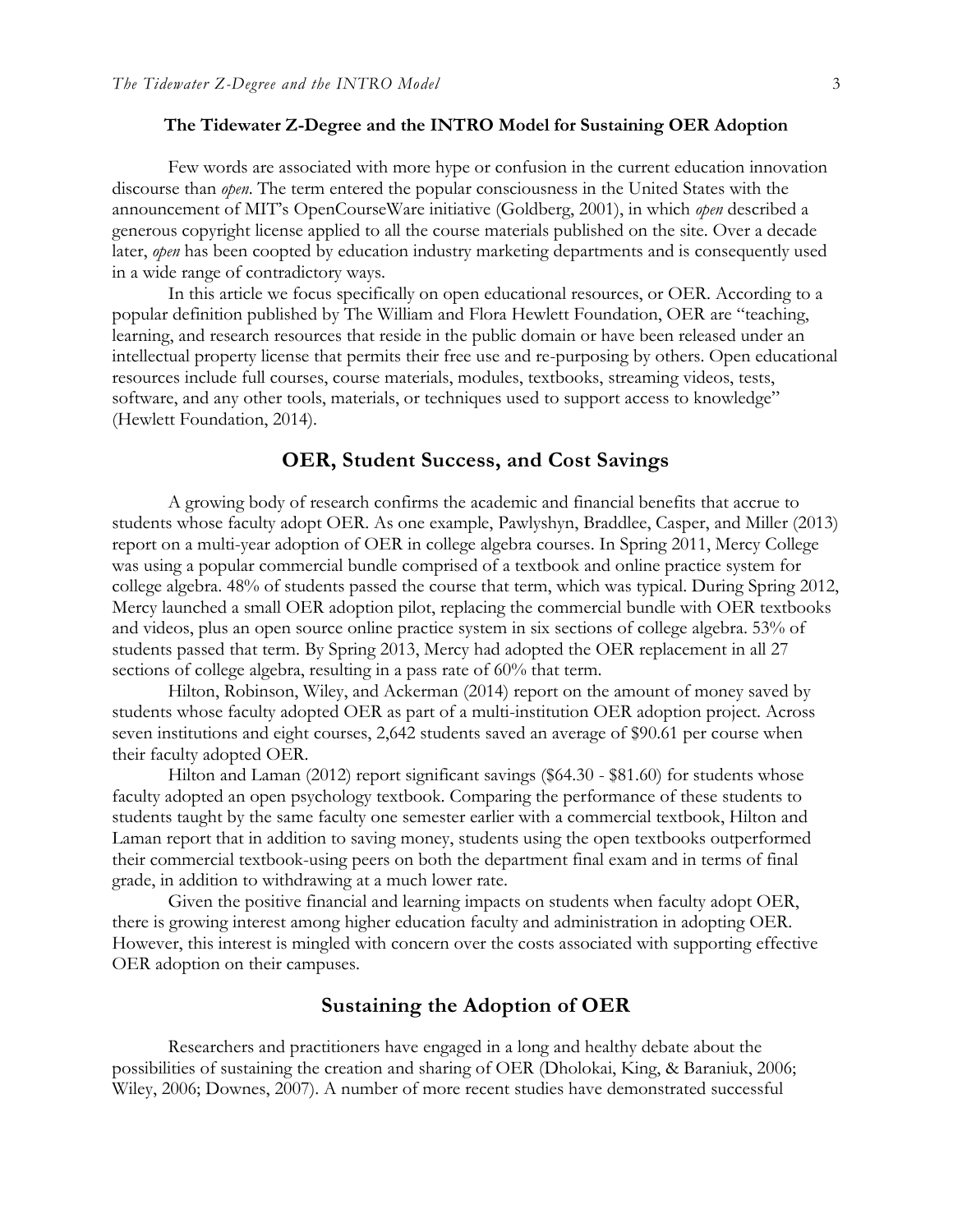## The Tidewater Z-Degree and the INTRO Model for Sustaining OER Adoption

Few words are associated with more hype or confusion in the current education innovation discourse than *open*. The term entered the popular consciousness in the United States with the announcement of MIT's OpenCourseWare initiative (Goldberg, 2001), in which *open* described a generous copyright license applied to all the course materials published on the site. Over a decade later, *open* has been coopted by education industry marketing departments and is consequently used in a wide range of contradictory ways.

In this article we focus specifically on open educational resources, or OER. According to a popular definition published by The William and Flora Hewlett Foundation, OER are "teaching, learning, and research resources that reside in the public domain or have been released under an intellectual property license that permits their free use and re-purposing by others. Open educational resources include full courses, course materials, modules, textbooks, streaming videos, tests, software, and any other tools, materials, or techniques used to support access to knowledge" (Hewlett Foundation, 2014).

## OER, Student Success, and Cost Savings

A growing body of research confirms the academic and financial benefits that accrue to students whose faculty adopt OER. As one example, Pawlyshyn, Braddlee, Casper, and Miller (2013) report on a multi-year adoption of OER in college algebra courses. In Spring 2011, Mercy College was using a popular commercial bundle comprised of a textbook and online practice system for college algebra. 48% of students passed the course that term, which was typical. During Spring 2012, Mercy launched a small OER adoption pilot, replacing the commercial bundle with OER textbooks and videos, plus an open source online practice system in six sections of college algebra. 53% of students passed that term. By Spring 2013, Mercy had adopted the OER replacement in all 27 sections of college algebra, resulting in a pass rate of 60% that term.

Hilton, Robinson, Wiley, and Ackerman (2014) report on the amount of money saved by students whose faculty adopted OER as part of a multi-institution OER adoption project. Across seven institutions and eight courses, 2,642 students saved an average of $90.61 per course when their faculty adopted OER.

Hilton and Laman (2012) report significant savings ($64.30 - $81.60) for students whose faculty adopted an open psychology textbook. Comparing the performance of these students to students taught by the same faculty one semester earlier with a commercial textbook, Hilton and Laman report that in addition to saving money, students using the open textbooks outperformed their commercial textbook-using peers on both the department final exam and in terms of final grade, in addition to withdrawing at a much lower rate.

Given the positive financial and learning impacts on students when faculty adopt OER, there is growing interest among higher education faculty and administration in adopting OER. However, this interest is mingled with concern over the costs associated with supporting effective OER adoption on their campuses.

## Sustaining the Adoption of OER

Researchers and practitioners have engaged in a long and healthy debate about the possibilities of sustaining the creation and sharing of OER (Dholokai, King, & Baraniuk, 2006; Wiley, 2006; Downes, 2007). A number of more recent studies have demonstrated successful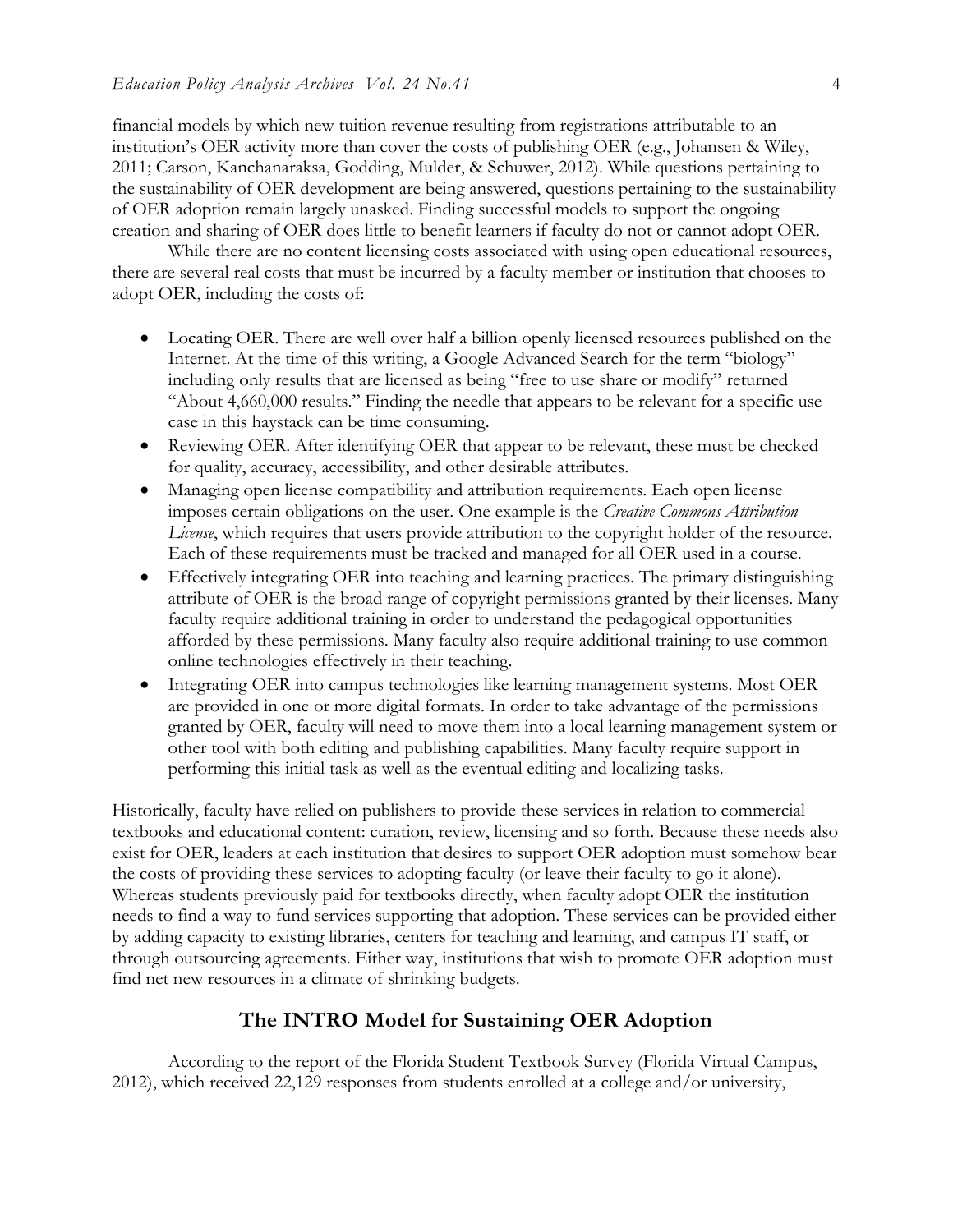financial models by which new tuition revenue resulting from registrations attributable to an institution's OER activity more than cover the costs of publishing OER (e.g., Johansen & Wiley, 2011; Carson, Kanchanaraksa, Godding, Mulder, & Schuwer, 2012). While questions pertaining to the sustainability of OER development are being answered, questions pertaining to the sustainability of OER adoption remain largely unasked. Finding successful models to support the ongoing creation and sharing of OER does little to benefit learners if faculty do not or cannot adopt OER.

While there are no content licensing costs associated with using open educational resources, there are several real costs that must be incurred by a faculty member or institution that chooses to adopt OER, including the costs of:

- Locating OER. There are well over half a billion openly licensed resources published on the Internet. At the time of this writing, a Google Advanced Search for the term "biology" including only results that are licensed as being "free to use share or modify" returned "About 4,660,000 results." Finding the needle that appears to be relevant for a specific use case in this haystack can be time consuming.
- Reviewing OER. After identifying OER that appear to be relevant, these must be checked for quality, accuracy, accessibility, and other desirable attributes.
- Managing open license compatibility and attribution requirements. Each open license imposes certain obligations on the user. One example is the *Creative Commons Attribution License*, which requires that users provide attribution to the copyright holder of the resource. Each of these requirements must be tracked and managed for all OER used in a course.
- Effectively integrating OER into teaching and learning practices. The primary distinguishing attribute of OER is the broad range of copyright permissions granted by their licenses. Many faculty require additional training in order to understand the pedagogical opportunities afforded by these permissions. Many faculty also require additional training to use common online technologies effectively in their teaching.
- Integrating OER into campus technologies like learning management systems. Most OER are provided in one or more digital formats. In order to take advantage of the permissions granted by OER, faculty will need to move them into a local learning management system or other tool with both editing and publishing capabilities. Many faculty require support in performing this initial task as well as the eventual editing and localizing tasks.

Historically, faculty have relied on publishers to provide these services in relation to commercial textbooks and educational content: curation, review, licensing and so forth. Because these needs also exist for OER, leaders at each institution that desires to support OER adoption must somehow bear the costs of providing these services to adopting faculty (or leave their faculty to go it alone). Whereas students previously paid for textbooks directly, when faculty adopt OER the institution needs to find a way to fund services supporting that adoption. These services can be provided either by adding capacity to existing libraries, centers for teaching and learning, and campus IT staff, or through outsourcing agreements. Either way, institutions that wish to promote OER adoption must find net new resources in a climate of shrinking budgets.

## The INTRO Model for Sustaining OER Adoption

According to the report of the Florida Student Textbook Survey (Florida Virtual Campus, 2012), which received 22,129 responses from students enrolled at a college and/or university,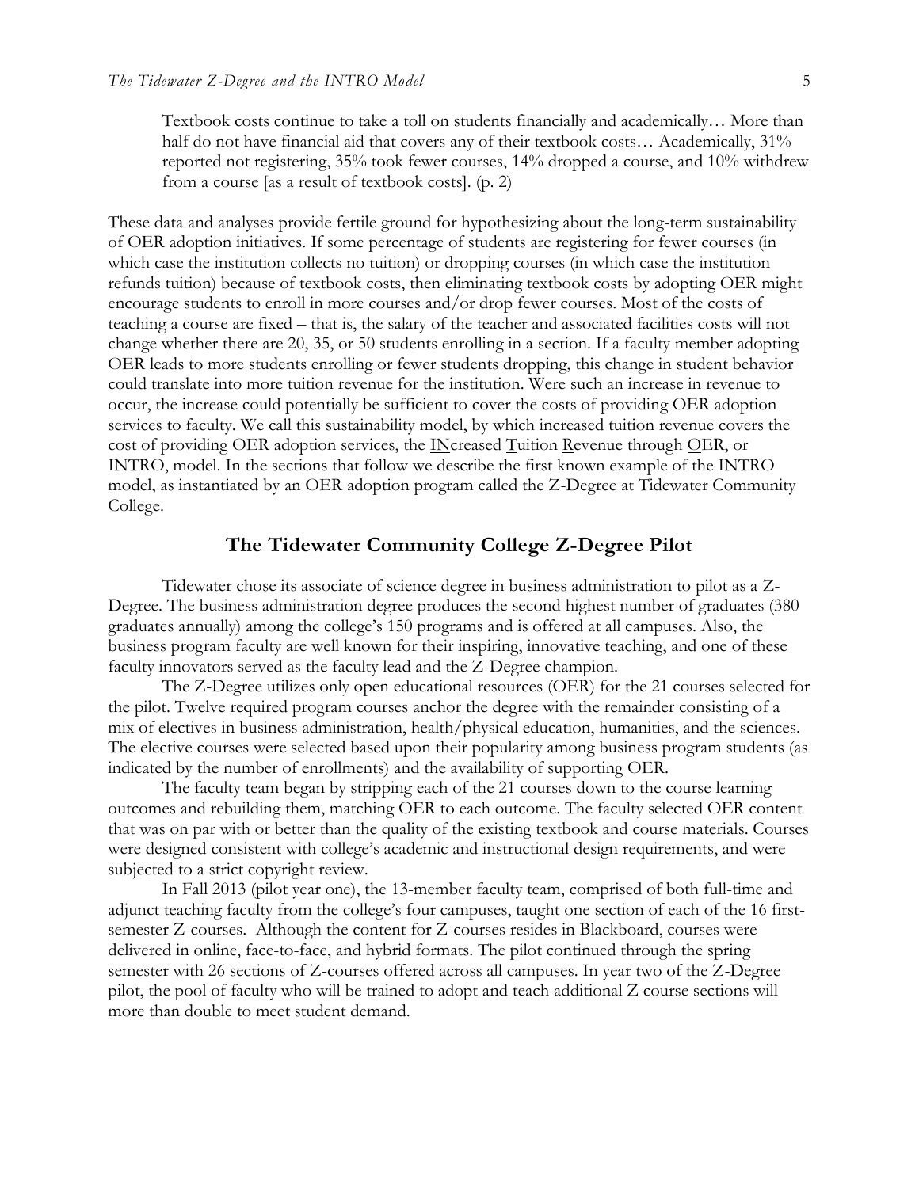> Textbook costs continue to take a toll on students financially and academically… More than half do not have financial aid that covers any of their textbook costs… Academically, 31% reported not registering, 35% took fewer courses, 14% dropped a course, and 10% withdrew from a course [as a result of textbook costs]. (p. 2)

These data and analyses provide fertile ground for hypothesizing about the long-term sustainability of OER adoption initiatives. If some percentage of students are registering for fewer courses (in which case the institution collects no tuition) or dropping courses (in which case the institution refunds tuition) because of textbook costs, then eliminating textbook costs by adopting OER might encourage students to enroll in more courses and/or drop fewer courses. Most of the costs of teaching a course are fixed – that is, the salary of the teacher and associated facilities costs will not change whether there are 20, 35, or 50 students enrolling in a section. If a faculty member adopting OER leads to more students enrolling or fewer students dropping, this change in student behavior could translate into more tuition revenue for the institution. Were such an increase in revenue to occur, the increase could potentially be sufficient to cover the costs of providing OER adoption services to faculty. We call this sustainability model, by which increased tuition revenue covers the cost of providing OER adoption services, the INcreased Tuition Revenue through OER, or INTRO, model. In the sections that follow we describe the first known example of the INTRO model, as instantiated by an OER adoption program called the Z-Degree at Tidewater Community College.

## The Tidewater Community College Z-Degree Pilot

Tidewater chose its associate of science degree in business administration to pilot as a Z-Degree. The business administration degree produces the second highest number of graduates (380 graduates annually) among the college's 150 programs and is offered at all campuses. Also, the business program faculty are well known for their inspiring, innovative teaching, and one of these faculty innovators served as the faculty lead and the Z-Degree champion.

The Z-Degree utilizes only open educational resources (OER) for the 21 courses selected for the pilot. Twelve required program courses anchor the degree with the remainder consisting of a mix of electives in business administration, health/physical education, humanities, and the sciences. The elective courses were selected based upon their popularity among business program students (as indicated by the number of enrollments) and the availability of supporting OER.

The faculty team began by stripping each of the 21 courses down to the course learning outcomes and rebuilding them, matching OER to each outcome. The faculty selected OER content that was on par with or better than the quality of the existing textbook and course materials. Courses were designed consistent with college's academic and instructional design requirements, and were subjected to a strict copyright review.

In Fall 2013 (pilot year one), the 13-member faculty team, comprised of both full-time and adjunct teaching faculty from the college's four campuses, taught one section of each of the 16 first-semester Z-courses. Although the content for Z-courses resides in Blackboard, courses were delivered in online, face-to-face, and hybrid formats. The pilot continued through the spring semester with 26 sections of Z-courses offered across all campuses. In year two of the Z-Degree pilot, the pool of faculty who will be trained to adopt and teach additional Z course sections will more than double to meet student demand.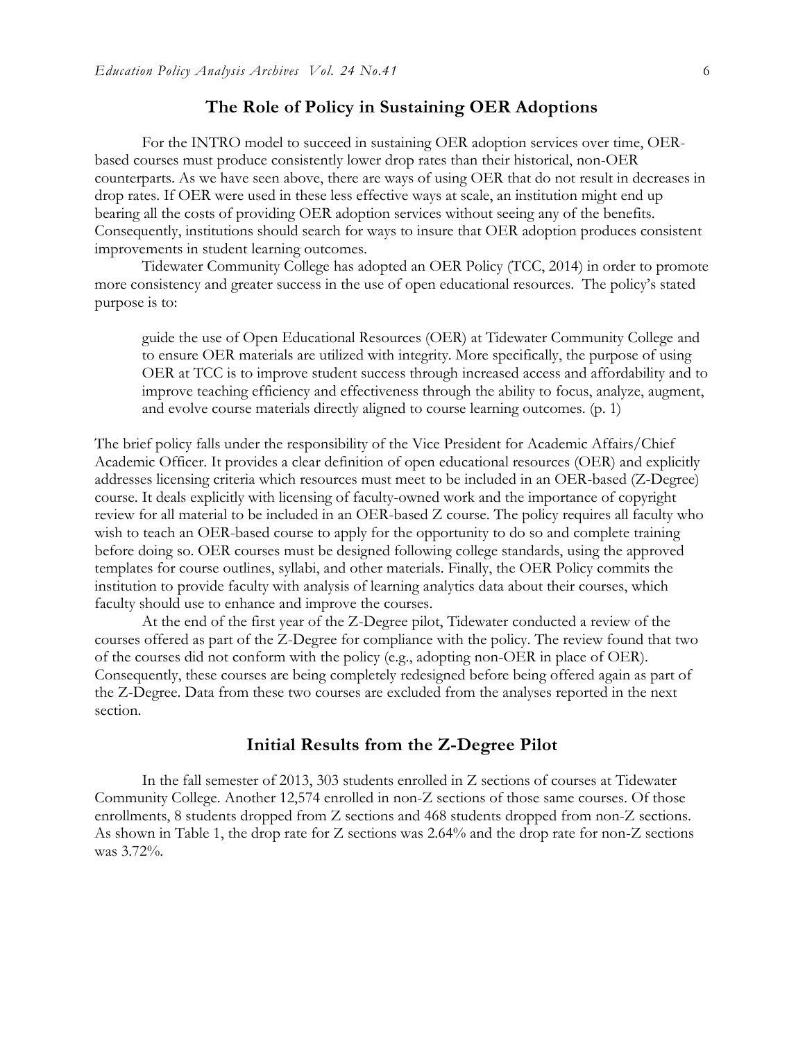## The Role of Policy in Sustaining OER Adoptions

For the INTRO model to succeed in sustaining OER adoption services over time, OER-based courses must produce consistently lower drop rates than their historical, non-OER counterparts. As we have seen above, there are ways of using OER that do not result in decreases in drop rates. If OER were used in these less effective ways at scale, an institution might end up bearing all the costs of providing OER adoption services without seeing any of the benefits. Consequently, institutions should search for ways to insure that OER adoption produces consistent improvements in student learning outcomes.

Tidewater Community College has adopted an OER Policy (TCC, 2014) in order to promote more consistency and greater success in the use of open educational resources. The policy's stated purpose is to:

> guide the use of Open Educational Resources (OER) at Tidewater Community College and to ensure OER materials are utilized with integrity. More specifically, the purpose of using OER at TCC is to improve student success through increased access and affordability and to improve teaching efficiency and effectiveness through the ability to focus, analyze, augment, and evolve course materials directly aligned to course learning outcomes. (p. 1)

The brief policy falls under the responsibility of the Vice President for Academic Affairs/Chief Academic Officer. It provides a clear definition of open educational resources (OER) and explicitly addresses licensing criteria which resources must meet to be included in an OER-based (Z-Degree) course. It deals explicitly with licensing of faculty-owned work and the importance of copyright review for all material to be included in an OER-based Z course. The policy requires all faculty who wish to teach an OER-based course to apply for the opportunity to do so and complete training before doing so. OER courses must be designed following college standards, using the approved templates for course outlines, syllabi, and other materials. Finally, the OER Policy commits the institution to provide faculty with analysis of learning analytics data about their courses, which faculty should use to enhance and improve the courses.

At the end of the first year of the Z-Degree pilot, Tidewater conducted a review of the courses offered as part of the Z-Degree for compliance with the policy. The review found that two of the courses did not conform with the policy (e.g., adopting non-OER in place of OER). Consequently, these courses are being completely redesigned before being offered again as part of the Z-Degree. Data from these two courses are excluded from the analyses reported in the next section.

## Initial Results from the Z-Degree Pilot

In the fall semester of 2013, 303 students enrolled in Z sections of courses at Tidewater Community College. Another 12,574 enrolled in non-Z sections of those same courses. Of those enrollments, 8 students dropped from Z sections and 468 students dropped from non-Z sections. As shown in Table 1, the drop rate for Z sections was 2.64% and the drop rate for non-Z sections was 3.72%.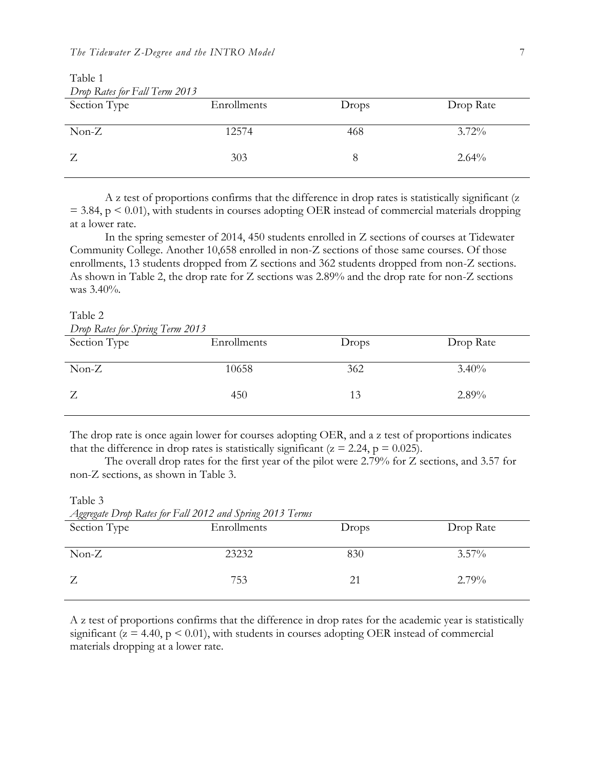Table 1

*Drop Rates for Fall Term 2013*

| Section Type | Enrollments | Drops | Drop Rate |
|---|---|---|---|
| Non-Z | 12574 | 468 | 3.72% |
| Z | 303 | 8 | 2.64% |

A z test of proportions confirms that the difference in drop rates is statistically significant ($z = 3.84$, $p < 0.01$), with students in courses adopting OER instead of commercial materials dropping at a lower rate.

In the spring semester of 2014, 450 students enrolled in Z sections of courses at Tidewater Community College. Another 10,658 enrolled in non-Z sections of those same courses. Of those enrollments, 13 students dropped from Z sections and 362 students dropped from non-Z sections. As shown in Table 2, the drop rate for Z sections was 2.89% and the drop rate for non-Z sections was 3.40%.

Table 2

*Drop Rates for Spring Term 2013*

| Section Type | Enrollments | Drops | Drop Rate |
|---|---|---|---|
| Non-Z | 10658 | 362 | 3.40% |
| Z | 450 | 13 | 2.89% |

The drop rate is once again lower for courses adopting OER, and a z test of proportions indicates that the difference in drop rates is statistically significant ($z = 2.24$, $p = 0.025$).

The overall drop rates for the first year of the pilot were 2.79% for Z sections, and 3.57 for non-Z sections, as shown in Table 3.

Table 3

*Aggregate Drop Rates for Fall 2012 and Spring 2013 Terms*

| Section Type | Enrollments | Drops | Drop Rate |
|---|---|---|---|
| Non-Z | 23232 | 830 | 3.57% |
| Z | 753 | 21 | 2.79% |

A z test of proportions confirms that the difference in drop rates for the academic year is statistically significant ($z = 4.40$, $p < 0.01$), with students in courses adopting OER instead of commercial materials dropping at a lower rate.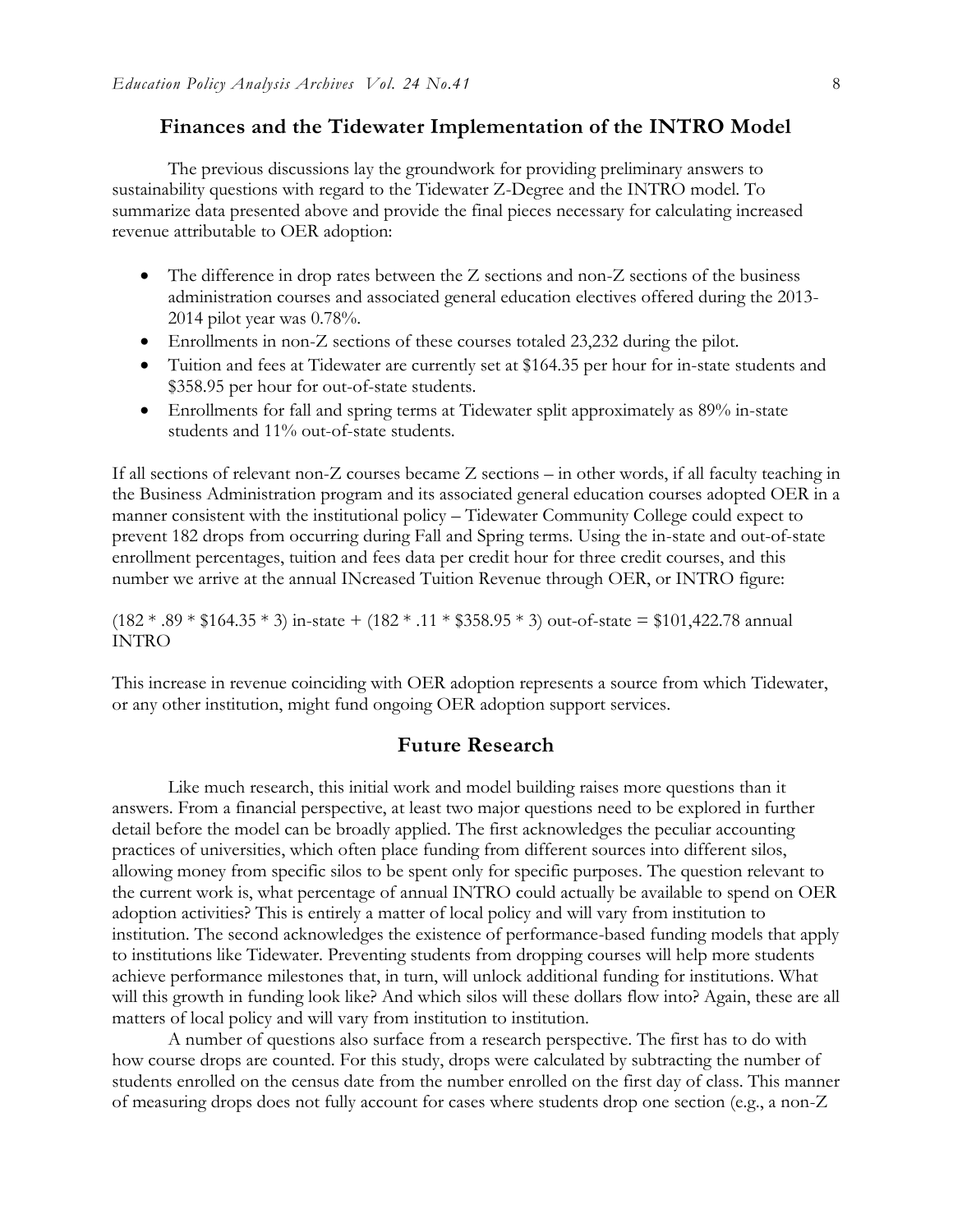## Finances and the Tidewater Implementation of the INTRO Model

The previous discussions lay the groundwork for providing preliminary answers to sustainability questions with regard to the Tidewater Z-Degree and the INTRO model. To summarize data presented above and provide the final pieces necessary for calculating increased revenue attributable to OER adoption:

- The difference in drop rates between the Z sections and non-Z sections of the business administration courses and associated general education electives offered during the 2013-2014 pilot year was 0.78%.
- Enrollments in non-Z sections of these courses totaled 23,232 during the pilot.
- Tuition and fees at Tidewater are currently set at $164.35 per hour for in-state students and $358.95 per hour for out-of-state students.
- Enrollments for fall and spring terms at Tidewater split approximately as 89% in-state students and 11% out-of-state students.

If all sections of relevant non-Z courses became Z sections – in other words, if all faculty teaching in the Business Administration program and its associated general education courses adopted OER in a manner consistent with the institutional policy – Tidewater Community College could expect to prevent 182 drops from occurring during Fall and Spring terms. Using the in-state and out-of-state enrollment percentages, tuition and fees data per credit hour for three credit courses, and this number we arrive at the annual INcreased Tuition Revenue through OER, or INTRO figure:

(182 * .89 * $164.35 * 3) in-state + (182 * .11 * $358.95 * 3) out-of-state = $101,422.78 annual INTRO

This increase in revenue coinciding with OER adoption represents a source from which Tidewater, or any other institution, might fund ongoing OER adoption support services.

## Future Research

Like much research, this initial work and model building raises more questions than it answers. From a financial perspective, at least two major questions need to be explored in further detail before the model can be broadly applied. The first acknowledges the peculiar accounting practices of universities, which often place funding from different sources into different silos, allowing money from specific silos to be spent only for specific purposes. The question relevant to the current work is, what percentage of annual INTRO could actually be available to spend on OER adoption activities? This is entirely a matter of local policy and will vary from institution to institution. The second acknowledges the existence of performance-based funding models that apply to institutions like Tidewater. Preventing students from dropping courses will help more students achieve performance milestones that, in turn, will unlock additional funding for institutions. What will this growth in funding look like? And which silos will these dollars flow into? Again, these are all matters of local policy and will vary from institution to institution.

A number of questions also surface from a research perspective. The first has to do with how course drops are counted. For this study, drops were calculated by subtracting the number of students enrolled on the census date from the number enrolled on the first day of class. This manner of measuring drops does not fully account for cases where students drop one section (e.g., a non-Z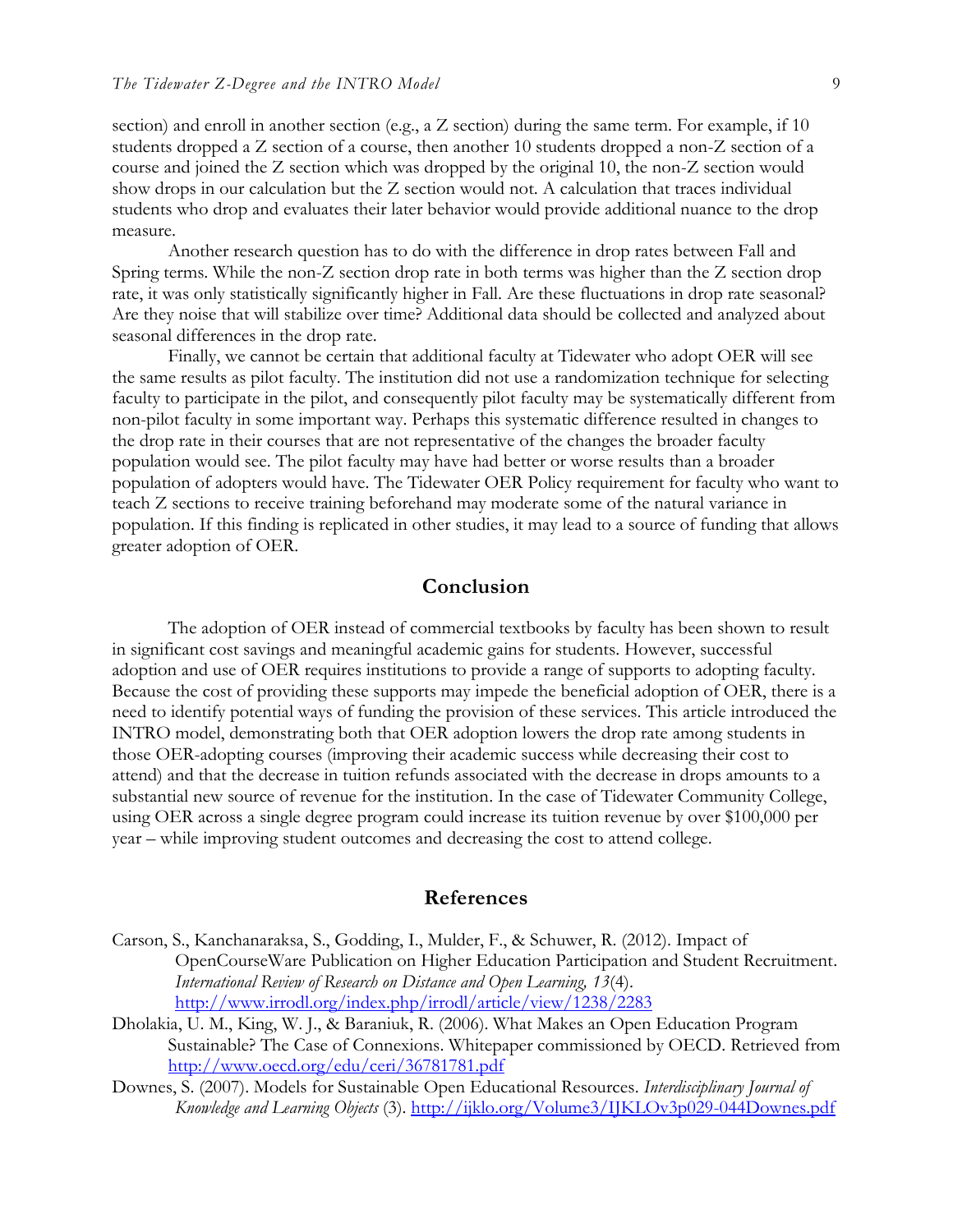section) and enroll in another section (e.g., a Z section) during the same term. For example, if 10 students dropped a Z section of a course, then another 10 students dropped a non-Z section of a course and joined the Z section which was dropped by the original 10, the non-Z section would show drops in our calculation but the Z section would not. A calculation that traces individual students who drop and evaluates their later behavior would provide additional nuance to the drop measure.

Another research question has to do with the difference in drop rates between Fall and Spring terms. While the non-Z section drop rate in both terms was higher than the Z section drop rate, it was only statistically significantly higher in Fall. Are these fluctuations in drop rate seasonal? Are they noise that will stabilize over time? Additional data should be collected and analyzed about seasonal differences in the drop rate.

Finally, we cannot be certain that additional faculty at Tidewater who adopt OER will see the same results as pilot faculty. The institution did not use a randomization technique for selecting faculty to participate in the pilot, and consequently pilot faculty may be systematically different from non-pilot faculty in some important way. Perhaps this systematic difference resulted in changes to the drop rate in their courses that are not representative of the changes the broader faculty population would see. The pilot faculty may have had better or worse results than a broader population of adopters would have. The Tidewater OER Policy requirement for faculty who want to teach Z sections to receive training beforehand may moderate some of the natural variance in population. If this finding is replicated in other studies, it may lead to a source of funding that allows greater adoption of OER.

## Conclusion

The adoption of OER instead of commercial textbooks by faculty has been shown to result in significant cost savings and meaningful academic gains for students. However, successful adoption and use of OER requires institutions to provide a range of supports to adopting faculty. Because the cost of providing these supports may impede the beneficial adoption of OER, there is a need to identify potential ways of funding the provision of these services. This article introduced the INTRO model, demonstrating both that OER adoption lowers the drop rate among students in those OER-adopting courses (improving their academic success while decreasing their cost to attend) and that the decrease in tuition refunds associated with the decrease in drops amounts to a substantial new source of revenue for the institution. In the case of Tidewater Community College, using OER across a single degree program could increase its tuition revenue by over $100,000 per year – while improving student outcomes and decreasing the cost to attend college.

## References

Carson, S., Kanchanaraksa, S., Godding, I., Mulder, F., & Schuwer, R. (2012). Impact of OpenCourseWare Publication on Higher Education Participation and Student Recruitment. *International Review of Research on Distance and Open Learning, 13*(4). http://www.irrodl.org/index.php/irrodl/article/view/1238/2283

Dholakia, U. M., King, W. J., & Baraniuk, R. (2006). What Makes an Open Education Program Sustainable? The Case of Connexions. Whitepaper commissioned by OECD. Retrieved from http://www.oecd.org/edu/ceri/36781781.pdf

Downes, S. (2007). Models for Sustainable Open Educational Resources. *Interdisciplinary Journal of Knowledge and Learning Objects* (3). http://ijklo.org/Volume3/IJKLOv3p029-044Downes.pdf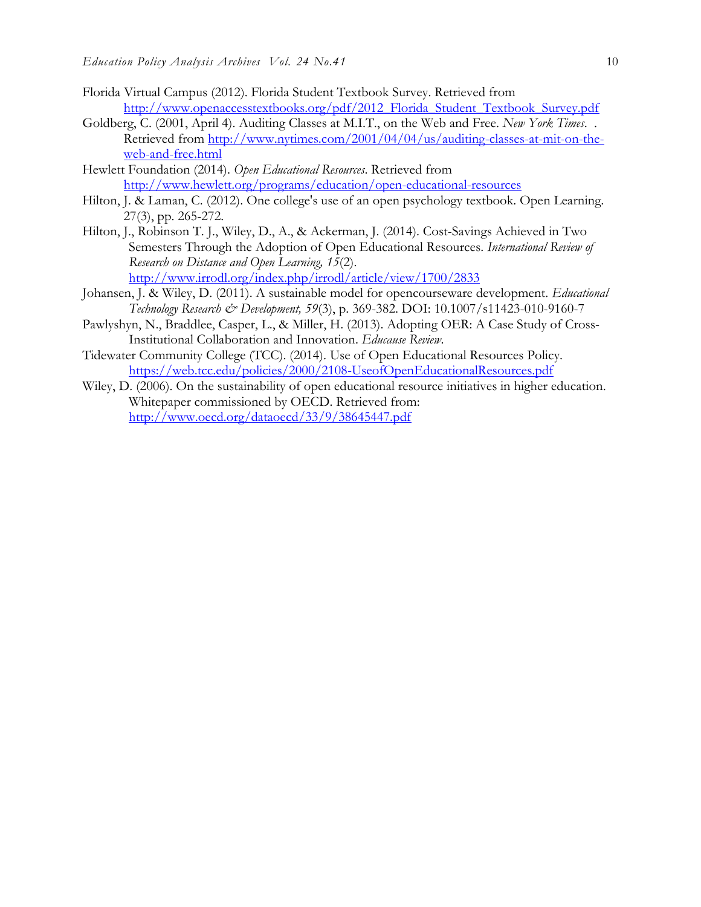Florida Virtual Campus (2012). Florida Student Textbook Survey. Retrieved from http://www.openaccesstextbooks.org/pdf/2012_Florida_Student_Textbook_Survey.pdf

Goldberg, C. (2001, April 4). Auditing Classes at M.I.T., on the Web and Free. *New York Times*. . Retrieved from http://www.nytimes.com/2001/04/04/us/auditing-classes-at-mit-on-the-web-and-free.html

Hewlett Foundation (2014). *Open Educational Resources*. Retrieved from http://www.hewlett.org/programs/education/open-educational-resources

Hilton, J. & Laman, C. (2012). One college's use of an open psychology textbook. Open Learning. 27(3), pp. 265-272.

Hilton, J., Robinson T. J., Wiley, D., A., & Ackerman, J. (2014). Cost-Savings Achieved in Two Semesters Through the Adoption of Open Educational Resources. *International Review of Research on Distance and Open Learning, 15*(2). http://www.irrodl.org/index.php/irrodl/article/view/1700/2833

Johansen, J. & Wiley, D. (2011). A sustainable model for opencourseware development. *Educational Technology Research & Development, 59*(3), p. 369-382. DOI: 10.1007/s11423-010-9160-7

Pawlyshyn, N., Braddlee, Casper, L., & Miller, H. (2013). Adopting OER: A Case Study of Cross-Institutional Collaboration and Innovation. *Educause Review*.

Tidewater Community College (TCC). (2014). Use of Open Educational Resources Policy. https://web.tcc.edu/policies/2000/2108-UseofOpenEducationalResources.pdf

Wiley, D. (2006). On the sustainability of open educational resource initiatives in higher education. Whitepaper commissioned by OECD. Retrieved from: http://www.oecd.org/dataoecd/33/9/38645447.pdf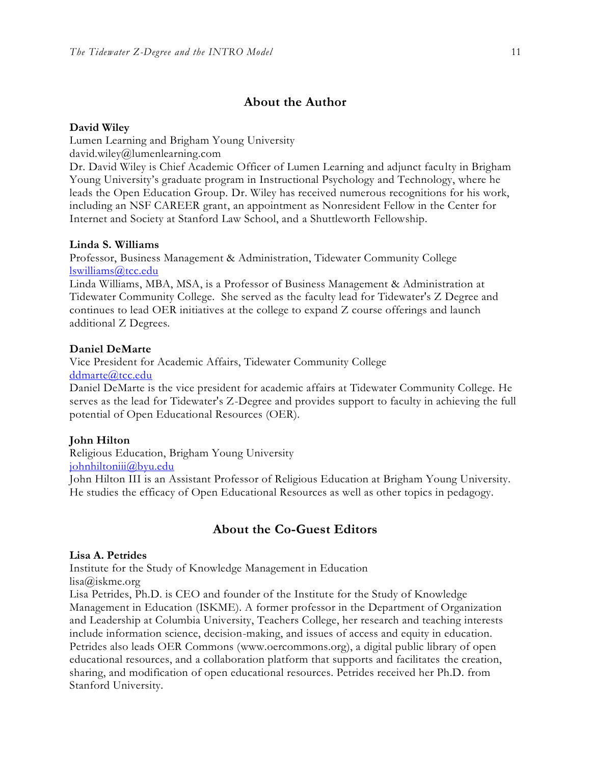## About the Author

**David Wiley**
Lumen Learning and Brigham Young University
david.wiley@lumenlearning.com
Dr. David Wiley is Chief Academic Officer of Lumen Learning and adjunct faculty in Brigham Young University's graduate program in Instructional Psychology and Technology, where he leads the Open Education Group. Dr. Wiley has received numerous recognitions for his work, including an NSF CAREER grant, an appointment as Nonresident Fellow in the Center for Internet and Society at Stanford Law School, and a Shuttleworth Fellowship.

**Linda S. Williams**
Professor, Business Management & Administration, Tidewater Community College
lswilliams@tcc.edu
Linda Williams, MBA, MSA, is a Professor of Business Management & Administration at Tidewater Community College. She served as the faculty lead for Tidewater's Z Degree and continues to lead OER initiatives at the college to expand Z course offerings and launch additional Z Degrees.

**Daniel DeMarte**
Vice President for Academic Affairs, Tidewater Community College
ddmarte@tcc.edu
Daniel DeMarte is the vice president for academic affairs at Tidewater Community College. He serves as the lead for Tidewater's Z-Degree and provides support to faculty in achieving the full potential of Open Educational Resources (OER).

**John Hilton**
Religious Education, Brigham Young University
johnhiltoniii@byu.edu
John Hilton III is an Assistant Professor of Religious Education at Brigham Young University. He studies the efficacy of Open Educational Resources as well as other topics in pedagogy.

## About the Co-Guest Editors

**Lisa A. Petrides**
Institute for the Study of Knowledge Management in Education
lisa@iskme.org
Lisa Petrides, Ph.D. is CEO and founder of the Institute for the Study of Knowledge Management in Education (ISKME). A former professor in the Department of Organization and Leadership at Columbia University, Teachers College, her research and teaching interests include information science, decision-making, and issues of access and equity in education. Petrides also leads OER Commons (www.oercommons.org), a digital public library of open educational resources, and a collaboration platform that supports and facilitates the creation, sharing, and modification of open educational resources. Petrides received her Ph.D. from Stanford University.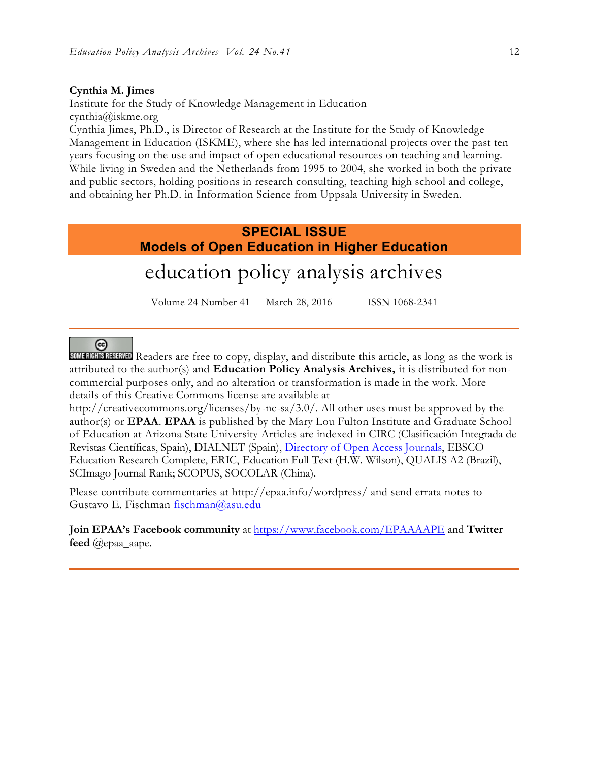**Cynthia M. Jimes**
Institute for the Study of Knowledge Management in Education
cynthia@iskme.org
Cynthia Jimes, Ph.D., is Director of Research at the Institute for the Study of Knowledge Management in Education (ISKME), where she has led international projects over the past ten years focusing on the use and impact of open educational resources on teaching and learning. While living in Sweden and the Netherlands from 1995 to 2004, she worked in both the private and public sectors, holding positions in research consulting, teaching high school and college, and obtaining her Ph.D. in Information Science from Uppsala University in Sweden.

## SPECIAL ISSUE
## Models of Open Education in Higher Education

# education policy analysis archives

Volume 24 Number 41 March 28, 2016 ISSN 1068-2341

---

SOME RIGHTS RESERVED Readers are free to copy, display, and distribute this article, as long as the work is attributed to the author(s) and **Education Policy Analysis Archives,** it is distributed for non-commercial purposes only, and no alteration or transformation is made in the work. More details of this Creative Commons license are available at http://creativecommons.org/licenses/by-nc-sa/3.0/. All other uses must be approved by the author(s) or **EPAA**. **EPAA** is published by the Mary Lou Fulton Institute and Graduate School of Education at Arizona State University Articles are indexed in CIRC (Clasificación Integrada de Revistas Científicas, Spain), DIALNET (Spain), Directory of Open Access Journals, EBSCO Education Research Complete, ERIC, Education Full Text (H.W. Wilson), QUALIS A2 (Brazil), SCImago Journal Rank; SCOPUS, SOCOLAR (China).

Please contribute commentaries at http://epaa.info/wordpress/ and send errata notes to Gustavo E. Fischman fischman@asu.edu

**Join EPAA's Facebook community** at https://www.facebook.com/EPAAAAPE and **Twitter feed** @epaa_aape.

---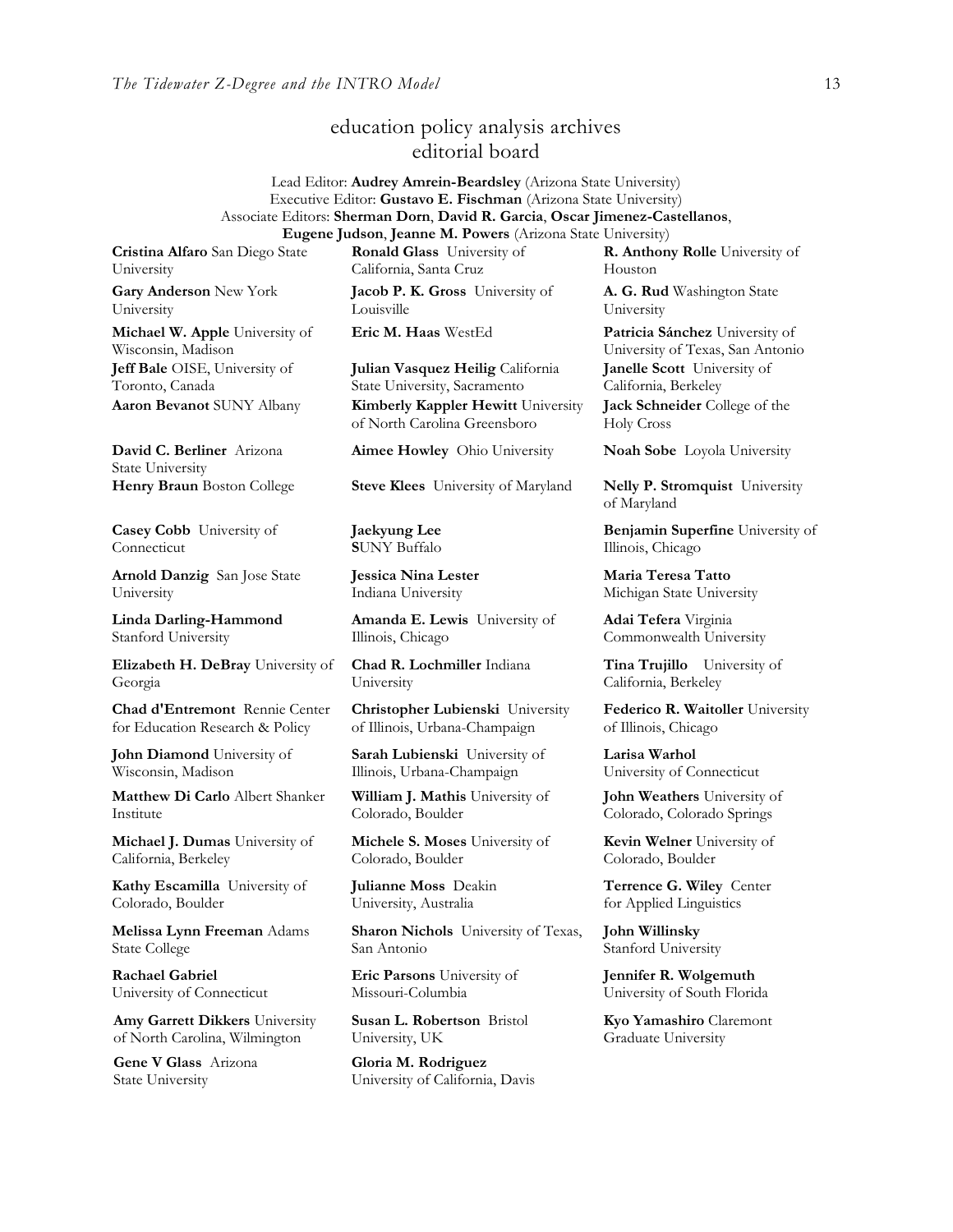# education policy analysis archives
## editorial board

Lead Editor: **Audrey Amrein-Beardsley** (Arizona State University)
Executive Editor: **Gustavo E. Fischman** (Arizona State University)
Associate Editors: **Sherman Dorn**, **David R. Garcia**, **Oscar Jimenez-Castellanos**, **Eugene Judson**, **Jeanne M. Powers** (Arizona State University)

**Cristina Alfaro** San Diego State University

**Gary Anderson** New York University

**Michael W. Apple** University of Wisconsin, Madison

**Jeff Bale** OISE, University of Toronto, Canada

**Aaron Bevanot** SUNY Albany

**David C. Berliner** Arizona State University

**Henry Braun** Boston College

**Casey Cobb** University of Connecticut

**Arnold Danzig** San Jose State University

**Linda Darling-Hammond** Stanford University

**Elizabeth H. DeBray** University of Georgia

**Chad d'Entremont** Rennie Center for Education Research & Policy

**John Diamond** University of Wisconsin, Madison

**Matthew Di Carlo** Albert Shanker Institute

**Michael J. Dumas** University of California, Berkeley

**Kathy Escamilla** University of Colorado, Boulder

**Melissa Lynn Freeman** Adams State College

**Rachael Gabriel** University of Connecticut

**Amy Garrett Dikkers** University of North Carolina, Wilmington

**Gene V Glass** Arizona State University

**Ronald Glass** University of California, Santa Cruz

**Jacob P. K. Gross** University of Louisville

**Eric M. Haas** WestEd

**Julian Vasquez Heilig** California State University, Sacramento

**Kimberly Kappler Hewitt** University of North Carolina Greensboro

**Aimee Howley** Ohio University

**Steve Klees** University of Maryland

**Jaekyung Lee** **S**UNY Buffalo

**Jessica Nina Lester** Indiana University

**Amanda E. Lewis** University of Illinois, Chicago

**Chad R. Lochmiller** Indiana University

**Christopher Lubienski** University of Illinois, Urbana-Champaign

**Sarah Lubienski** University of Illinois, Urbana-Champaign

**William J. Mathis** University of Colorado, Boulder

**Michele S. Moses** University of Colorado, Boulder

**Julianne Moss** Deakin University, Australia

**Sharon Nichols** University of Texas, San Antonio

**Eric Parsons** University of Missouri-Columbia

**Susan L. Robertson** Bristol University, UK

**Gloria M. Rodriguez** University of California, Davis

**R. Anthony Rolle** University of Houston

**A. G. Rud** Washington State University

**Patricia Sánchez** University of University of Texas, San Antonio

**Janelle Scott** University of California, Berkeley

**Jack Schneider** College of the Holy Cross

**Noah Sobe** Loyola University

**Nelly P. Stromquist** University of Maryland

**Benjamin Superfine** University of Illinois, Chicago

**Maria Teresa Tatto** Michigan State University

**Adai Tefera** Virginia Commonwealth University

**Tina Trujillo** University of California, Berkeley

**Federico R. Waitoller** University of Illinois, Chicago

**Larisa Warhol** University of Connecticut

**John Weathers** University of Colorado, Colorado Springs

**Kevin Welner** University of Colorado, Boulder

**Terrence G. Wiley** Center for Applied Linguistics

**John Willinsky** Stanford University

**Jennifer R. Wolgemuth** University of South Florida

**Kyo Yamashiro** Claremont Graduate University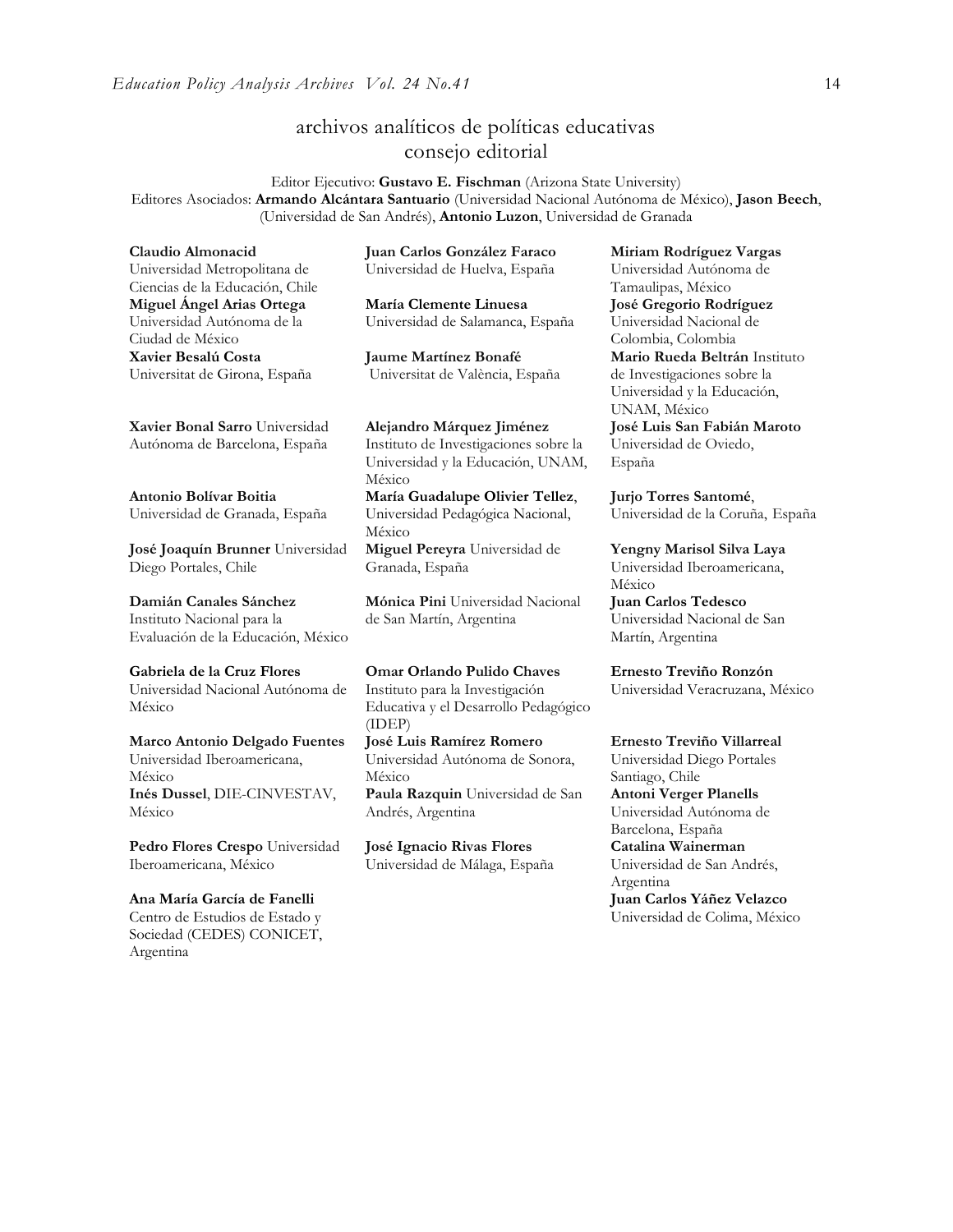## archivos analíticos de políticas educativas consejo editorial

Editor Ejecutivo: **Gustavo E. Fischman** (Arizona State University)
Editores Asociados: **Armando Alcántara Santuario** (Universidad Nacional Autónoma de México), **Jason Beech**, (Universidad de San Andrés), **Antonio Luzon**, Universidad de Granada

**Claudio Almonacid** Universidad Metropolitana de Ciencias de la Educación, Chile

**Miguel Ángel Arias Ortega** Universidad Autónoma de la Ciudad de México

**Xavier Besalú Costa** Universitat de Girona, España

**Xavier Bonal Sarro** Universidad Autónoma de Barcelona, España

**Antonio Bolívar Boitia** Universidad de Granada, España

**José Joaquín Brunner** Universidad Diego Portales, Chile

**Damián Canales Sánchez** Instituto Nacional para la Evaluación de la Educación, México

**Gabriela de la Cruz Flores** Universidad Nacional Autónoma de México

**Marco Antonio Delgado Fuentes** Universidad Iberoamericana, México

**Inés Dussel**, DIE-CINVESTAV, México

**Pedro Flores Crespo** Universidad Iberoamericana, México

**Ana María García de Fanelli** Centro de Estudios de Estado y Sociedad (CEDES) CONICET, Argentina

**Juan Carlos González Faraco** Universidad de Huelva, España

**María Clemente Linuesa** Universidad de Salamanca, España

**Jaume Martínez Bonafé** Universitat de València, España

**Alejandro Márquez Jiménez** Instituto de Investigaciones sobre la Universidad y la Educación, UNAM, México

**María Guadalupe Olivier Tellez**, Universidad Pedagógica Nacional, México

**Miguel Pereyra** Universidad de Granada, España

**Mónica Pini** Universidad Nacional de San Martín, Argentina

**Omar Orlando Pulido Chaves** Instituto para la Investigación Educativa y el Desarrollo Pedagógico (IDEP)

**José Luis Ramírez Romero** Universidad Autónoma de Sonora, México

**Paula Razquin** Universidad de San Andrés, Argentina

**José Ignacio Rivas Flores** Universidad de Málaga, España

**Miriam Rodríguez Vargas** Universidad Autónoma de Tamaulipas, México

**José Gregorio Rodríguez** Universidad Nacional de Colombia, Colombia

**Mario Rueda Beltrán** Instituto de Investigaciones sobre la Universidad y la Educación, UNAM, México

**José Luis San Fabián Maroto** Universidad de Oviedo, España

**Jurjo Torres Santomé**, Universidad de la Coruña, España

**Yengny Marisol Silva Laya** Universidad Iberoamericana, México

**Juan Carlos Tedesco** Universidad Nacional de San Martín, Argentina

**Ernesto Treviño Ronzón** Universidad Veracruzana, México

**Ernesto Treviño Villarreal** Universidad Diego Portales Santiago, Chile

**Antoni Verger Planells** Universidad Autónoma de Barcelona, España

**Catalina Wainerman** Universidad de San Andrés, Argentina

**Juan Carlos Yáñez Velazco** Universidad de Colima, México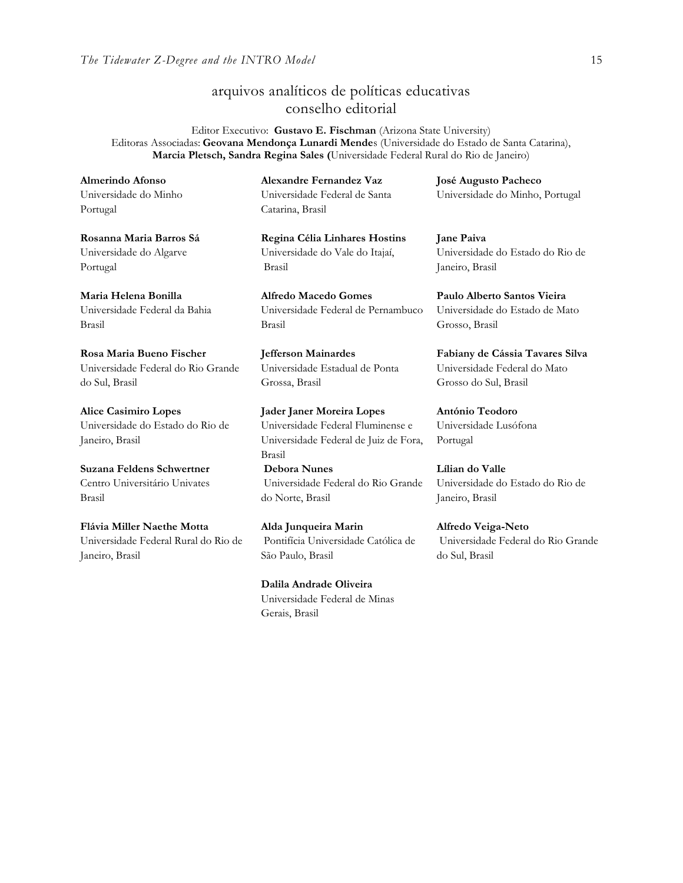## arquivos analíticos de políticas educativas
## conselho editorial

Editor Executivo: **Gustavo E. Fischman** (Arizona State University)
Editoras Associadas: **Geovana Mendonça Lunardi Mende**s (Universidade do Estado de Santa Catarina),
**Marcia Pletsch, Sandra Regina Sales (**Universidade Federal Rural do Rio de Janeiro)

**Almerindo Afonso**
Universidade do Minho
Portugal

**Rosanna Maria Barros Sá**
Universidade do Algarve
Portugal

**Maria Helena Bonilla**
Universidade Federal da Bahia
Brasil

**Rosa Maria Bueno Fischer**
Universidade Federal do Rio Grande do Sul, Brasil

**Alice Casimiro Lopes**
Universidade do Estado do Rio de Janeiro, Brasil

**Suzana Feldens Schwertner**
Centro Universitário Univates
Brasil

**Flávia Miller Naethe Motta**
Universidade Federal Rural do Rio de Janeiro, Brasil

**Alexandre Fernandez Vaz**
Universidade Federal de Santa Catarina, Brasil

**Regina Célia Linhares Hostins**
Universidade do Vale do Itajaí, Brasil

**Alfredo Macedo Gomes**
Universidade Federal de Pernambuco
Brasil

**Jefferson Mainardes**
Universidade Estadual de Ponta Grossa, Brasil

**Jader Janer Moreira Lopes**
Universidade Federal Fluminense e Universidade Federal de Juiz de Fora, Brasil

**Debora Nunes**
Universidade Federal do Rio Grande do Norte, Brasil

**Alda Junqueira Marin**
Pontifícia Universidade Católica de São Paulo, Brasil

**Dalila Andrade Oliveira**
Universidade Federal de Minas Gerais, Brasil

**José Augusto Pacheco**
Universidade do Minho, Portugal

**Jane Paiva**
Universidade do Estado do Rio de Janeiro, Brasil

**Paulo Alberto Santos Vieira**
Universidade do Estado de Mato Grosso, Brasil

**Fabiany de Cássia Tavares Silva**
Universidade Federal do Mato Grosso do Sul, Brasil

**António Teodoro**
Universidade Lusófona
Portugal

**Lílian do Valle**
Universidade do Estado do Rio de Janeiro, Brasil

**Alfredo Veiga-Neto**
Universidade Federal do Rio Grande do Sul, Brasil